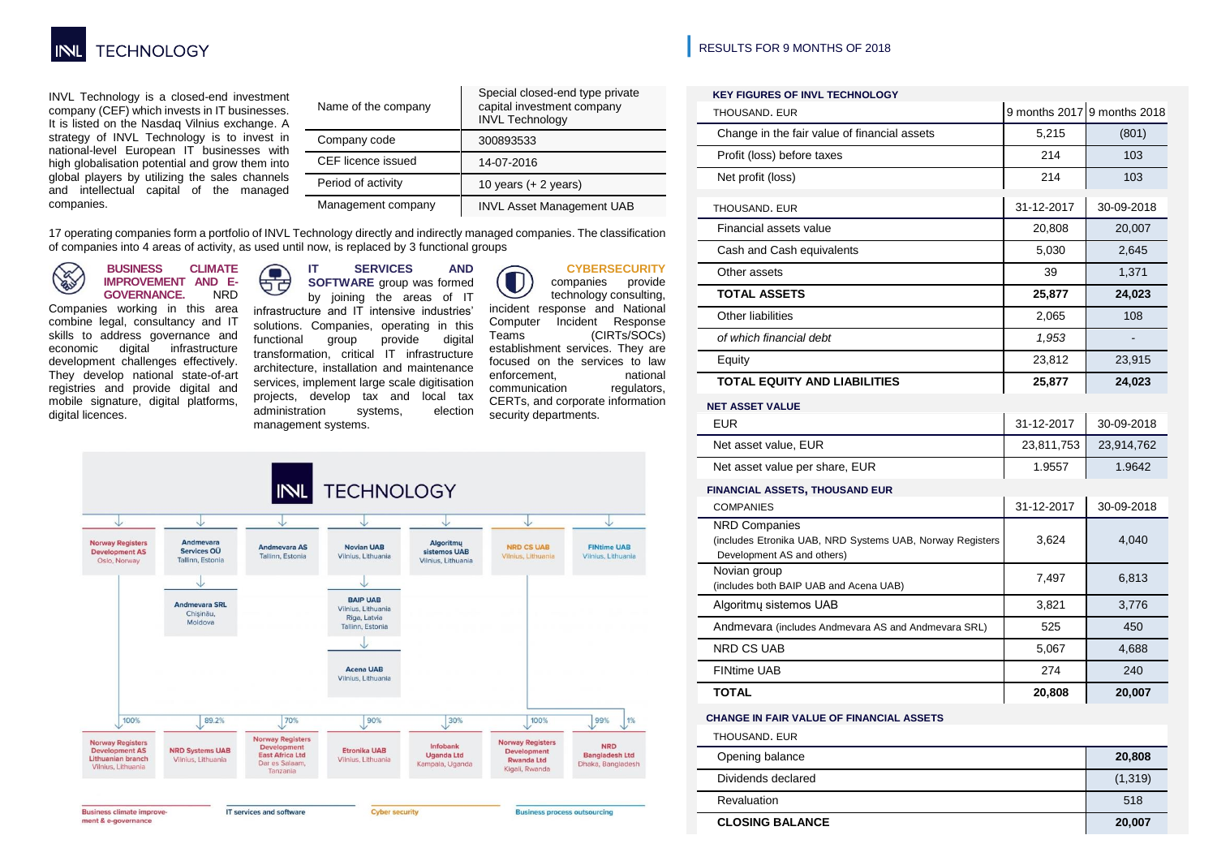# INVL TECHNOLOGY

RESULTS FOR 9 MONTHS OF 2018

INVL Technology is a closed-end investment company (CEF) which invests in IT businesses. It is listed on the Nasdaq Vilnius exchange. A strategy of INVL Technology is to invest in national-level European IT businesses with high globalisation potential and grow them into global players by utilizing the sales channels and intellectual capital of the managed companies.

| Name of the company | Special closed-end type private capital investment company INVL Technology |
|---|---|
| Company code | 300893533 |
| CEF licence issued | 14-07-2016 |
| Period of activity | 10 years (+ 2 years) |
| Management company | INVL Asset Management UAB |

17 operating companies form a portfolio of INVL Technology directly and indirectly managed companies. The classification of companies into 4 areas of activity, as used until now, is replaced by 3 functional groups

**BUSINESS CLIMATE IMPROVEMENT AND E-GOVERNANCE.** NRD Companies working in this area combine legal, consultancy and IT skills to address governance and economic digital infrastructure development challenges effectively. They develop national state-of-art registries and provide digital and mobile signature, digital platforms, digital licences.

**IT SERVICES AND SOFTWARE** group was formed by joining the areas of IT infrastructure and IT intensive industries' solutions. Companies, operating in this functional group provide digital transformation, critical IT infrastructure architecture, installation and maintenance services, implement large scale digitisation projects, develop tax and local tax administration systems, election management systems.

**CYBERSECURITY** companies provide technology consulting, incident response and National Computer Incident Response Teams (CIRTs/SOCs) establishment services. They are focused on the services to law enforcement, national communication regulators, CERTs, and corporate information security departments.

INVL TECHNOLOGY

- Norway Registers Development AS, Oslo, Norway
  - 100% Norway Registers Development AS Lithuanian branch, Vilnius, Lithuania
- Andmevara Services OÜ, Tallinn, Estonia
  - Andmevara SRL, Chișinău, Moldova
  - 89.2% NRD Systems UAB, Vilnius, Lithuania
- Andmevara AS, Tallinn, Estonia
  - 70% Norway Registers Development East Africa Ltd, Dar es Salaam, Tanzania
- Novian UAB, Vilnius, Lithuania
  - BAIP UAB, Vilnius, Lithuania; Riga, Latvia; Tallinn, Estonia
  - Acena UAB, Vilnius, Lithuania
  - 90% Etronika UAB, Vilnius, Lithuania
- Algoritmų sistemos UAB, Vilnius, Lithuania
  - 30% Infobank Uganda Ltd, Kampala, Uganda
- NRD CS UAB, Vilnius, Lithuania
  - 100% Norway Registers Development Rwanda Ltd, Kigali, Rwanda
- FINtime UAB, Vilnius, Lithuania
  - 99% / 1% NRD Bangladesh Ltd, Dhaka, Bangladesh

Business climate improvement & e-governance | IT services and software | Cyber security | Business process outsourcing

**KEY FIGURES OF INVL TECHNOLOGY**

| THOUSAND. EUR | 9 months 2017 | 9 months 2018 |
|---|---|---|
| Change in the fair value of financial assets | 5,215 | (801) |
| Profit (loss) before taxes | 214 | 103 |
| Net profit (loss) | 214 | 103 |

| THOUSAND. EUR | 31-12-2017 | 30-09-2018 |
|---|---|---|
| Financial assets value | 20,808 | 20,007 |
| Cash and Cash equivalents | 5,030 | 2,645 |
| Other assets | 39 | 1,371 |
| **TOTAL ASSETS** | **25,877** | **24,023** |
| Other liabilities | 2,065 | 108 |
| *of which financial debt* | *1,953* | - |
| Equity | 23,812 | 23,915 |
| **TOTAL EQUITY AND LIABILITIES** | **25,877** | **24,023** |

**NET ASSET VALUE**

| EUR | 31-12-2017 | 30-09-2018 |
|---|---|---|
| Net asset value, EUR | 23,811,753 | 23,914,762 |
| Net asset value per share, EUR | 1.9557 | 1.9642 |

**FINANCIAL ASSETS, THOUSAND EUR**

| COMPANIES | 31-12-2017 | 30-09-2018 |
|---|---|---|
| NRD Companies (includes Etronika UAB, NRD Systems UAB, Norway Registers Development AS and others) | 3,624 | 4,040 |
| Novian group (includes both BAIP UAB and Acena UAB) | 7,497 | 6,813 |
| Algoritmų sistemos UAB | 3,821 | 3,776 |
| Andmevara (includes Andmevara AS and Andmevara SRL) | 525 | 450 |
| NRD CS UAB | 5,067 | 4,688 |
| FINtime UAB | 274 | 240 |
| **TOTAL** | **20,808** | **20,007** |

**CHANGE IN FAIR VALUE OF FINANCIAL ASSETS**

| THOUSAND. EUR | |
|---|---|
| Opening balance | **20,808** |
| Dividends declared | (1,319) |
| Revaluation | 518 |
| **CLOSING BALANCE** | **20,007** |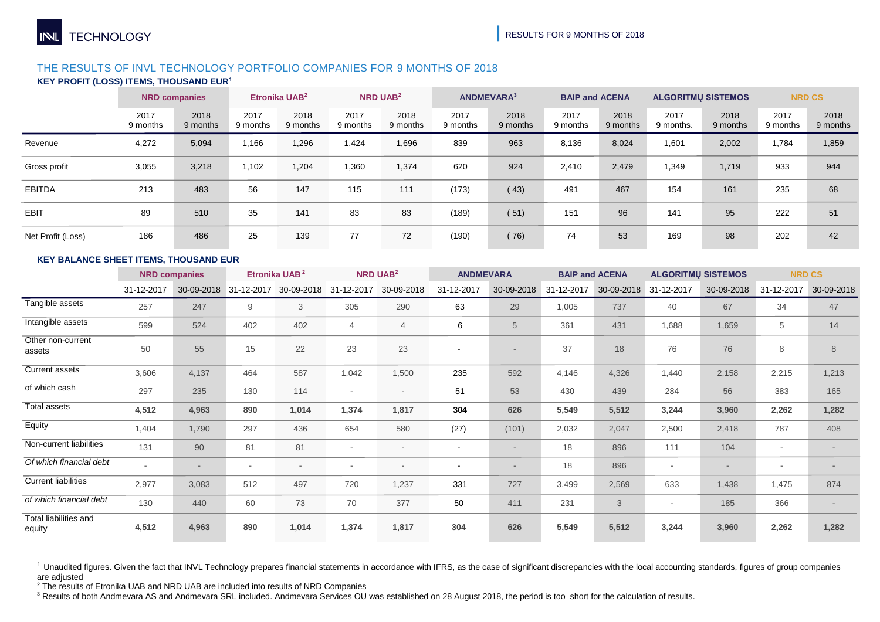## THE RESULTS OF INVL TECHNOLOGY PORTFOLIO COMPANIES FOR 9 MONTHS OF 2018

### KEY PROFIT (LOSS) ITEMS, THOUSAND EUR[1]

| | NRD companies | | Etronika UAB[2] | | NRD UAB[2] | | ANDMEVARA[3] | | BAIP and ACENA | | ALGORITMŲ SISTEMOS | | NRD CS | |
|---|---|---|---|---|---|---|---|---|---|---|---|---|---|---|
| | 2017 9 months | 2018 9 months | 2017 9 months | 2018 9 months | 2017 9 months | 2018 9 months | 2017 9 months | 2018 9 months | 2017 9 months | 2018 9 months | 2017 9 months. | 2018 9 months | 2017 9 months | 2018 9 months |
| Revenue | 4,272 | 5,094 | 1,166 | 1,296 | 1,424 | 1,696 | 839 | 963 | 8,136 | 8,024 | 1,601 | 2,002 | 1,784 | 1,859 |
| Gross profit | 3,055 | 3,218 | 1,102 | 1,204 | 1,360 | 1,374 | 620 | 924 | 2,410 | 2,479 | 1,349 | 1,719 | 933 | 944 |
| EBITDA | 213 | 483 | 56 | 147 | 115 | 111 | (173) | ( 43) | 491 | 467 | 154 | 161 | 235 | 68 |
| EBIT | 89 | 510 | 35 | 141 | 83 | 83 | (189) | ( 51) | 151 | 96 | 141 | 95 | 222 | 51 |
| Net Profit (Loss) | 186 | 486 | 25 | 139 | 77 | 72 | (190) | ( 76) | 74 | 53 | 169 | 98 | 202 | 42 |

### KEY BALANCE SHEET ITEMS, THOUSAND EUR

| | NRD companies | | Etronika UAB[2] | | NRD UAB[2] | | ANDMEVARA | | BAIP and ACENA | | ALGORITMŲ SISTEMOS | | NRD CS | |
|---|---|---|---|---|---|---|---|---|---|---|---|---|---|---|
| | 31-12-2017 | 30-09-2018 | 31-12-2017 | 30-09-2018 | 31-12-2017 | 30-09-2018 | 31-12-2017 | 30-09-2018 | 31-12-2017 | 30-09-2018 | 31-12-2017 | 30-09-2018 | 31-12-2017 | 30-09-2018 |
| Tangible assets | 257 | 247 | 9 | 3 | 305 | 290 | 63 | 29 | 1,005 | 737 | 40 | 67 | 34 | 47 |
| Intangible assets | 599 | 524 | 402 | 402 | 4 | 4 | 6 | 5 | 361 | 431 | 1,688 | 1,659 | 5 | 14 |
| Other non-current assets | 50 | 55 | 15 | 22 | 23 | 23 | - | - | 37 | 18 | 76 | 76 | 8 | 8 |
| Current assets | 3,606 | 4,137 | 464 | 587 | 1,042 | 1,500 | 235 | 592 | 4,146 | 4,326 | 1,440 | 2,158 | 2,215 | 1,213 |
| of which cash | 297 | 235 | 130 | 114 | - | - | 51 | 53 | 430 | 439 | 284 | 56 | 383 | 165 |
| **Total assets** | **4,512** | **4,963** | **890** | **1,014** | **1,374** | **1,817** | **304** | **626** | **5,549** | **5,512** | **3,244** | **3,960** | **2,262** | **1,282** |
| Equity | 1,404 | 1,790 | 297 | 436 | 654 | 580 | (27) | (101) | 2,032 | 2,047 | 2,500 | 2,418 | 787 | 408 |
| Non-current liabilities | 131 | 90 | 81 | 81 | - | - | - | - | 18 | 896 | 111 | 104 | - | - |
| *Of which financial debt* | - | - | - | - | - | - | - | - | 18 | 896 | - | - | - | - |
| Current liabilities | 2,977 | 3,083 | 512 | 497 | 720 | 1,237 | 331 | 727 | 3,499 | 2,569 | 633 | 1,438 | 1,475 | 874 |
| *of which financial debt* | 130 | 440 | 60 | 73 | 70 | 377 | 50 | 411 | 231 | 3 | - | 185 | 366 | - |
| Total liabilities and equity | **4,512** | **4,963** | **890** | **1,014** | **1,374** | **1,817** | **304** | **626** | **5,549** | **5,512** | **3,244** | **3,960** | **2,262** | **1,282** |

[1] Unaudited figures. Given the fact that INVL Technology prepares financial statements in accordance with IFRS, as the case of significant discrepancies with the local accounting standards, figures of group companies are adjusted

[2] The results of Etronika UAB and NRD UAB are included into results of NRD Companies

[3] Results of both Andmevara AS and Andmevara SRL included. Andmevara Services OU was established on 28 August 2018, the period is too short for the calculation of results.